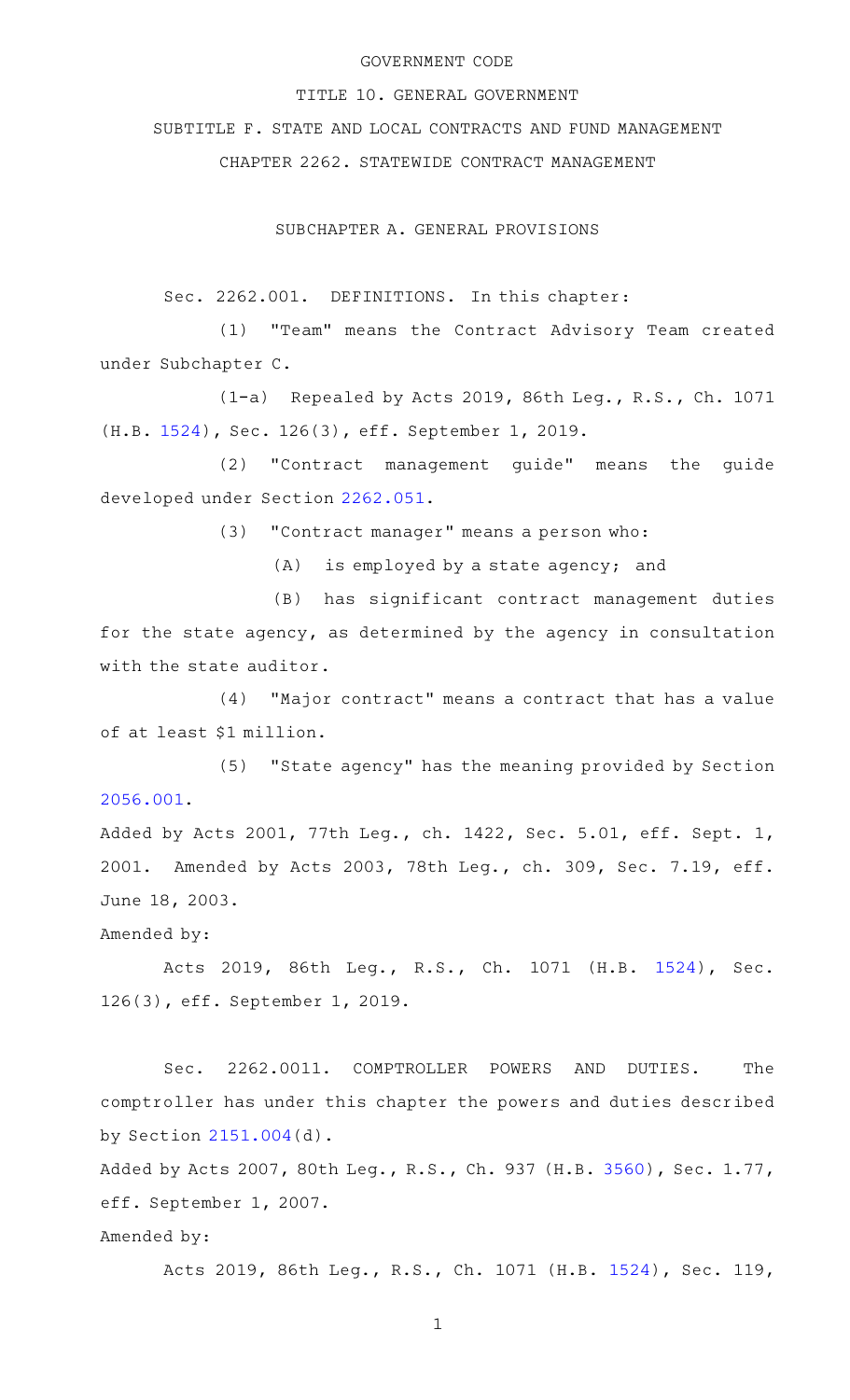GOVERNMENT CODE

TITLE 10. GENERAL GOVERNMENT

SUBTITLE F. STATE AND LOCAL CONTRACTS AND FUND MANAGEMENT

CHAPTER 2262. STATEWIDE CONTRACT MANAGEMENT

SUBCHAPTER A. GENERAL PROVISIONS

Sec. 2262.001. DEFINITIONS. In this chapter:

(1) "Team" means the Contract Advisory Team created under Subchapter C.

(1-a) Repealed by Acts 2019, 86th Leg., R.S., Ch. 1071 (H.B. 1524), Sec. 126(3), eff. September 1, 2019.

(2) "Contract management guide" means the guide developed under Section 2262.051.

(3) "Contract manager" means a person who:

(A) is employed by a state agency; and

(B) has significant contract management duties for the state agency, as determined by the agency in consultation with the state auditor.

(4) "Major contract" means a contract that has a value of at least $1 million.

(5) "State agency" has the meaning provided by Section 2056.001.

Added by Acts 2001, 77th Leg., ch. 1422, Sec. 5.01, eff. Sept. 1, 2001. Amended by Acts 2003, 78th Leg., ch. 309, Sec. 7.19, eff. June 18, 2003.

Amended by:

Acts 2019, 86th Leg., R.S., Ch. 1071 (H.B. 1524), Sec. 126(3), eff. September 1, 2019.

Sec. 2262.0011. COMPTROLLER POWERS AND DUTIES. The comptroller has under this chapter the powers and duties described by Section 2151.004(d).

Added by Acts 2007, 80th Leg., R.S., Ch. 937 (H.B. 3560), Sec. 1.77, eff. September 1, 2007.

Amended by:

Acts 2019, 86th Leg., R.S., Ch. 1071 (H.B. 1524), Sec. 119,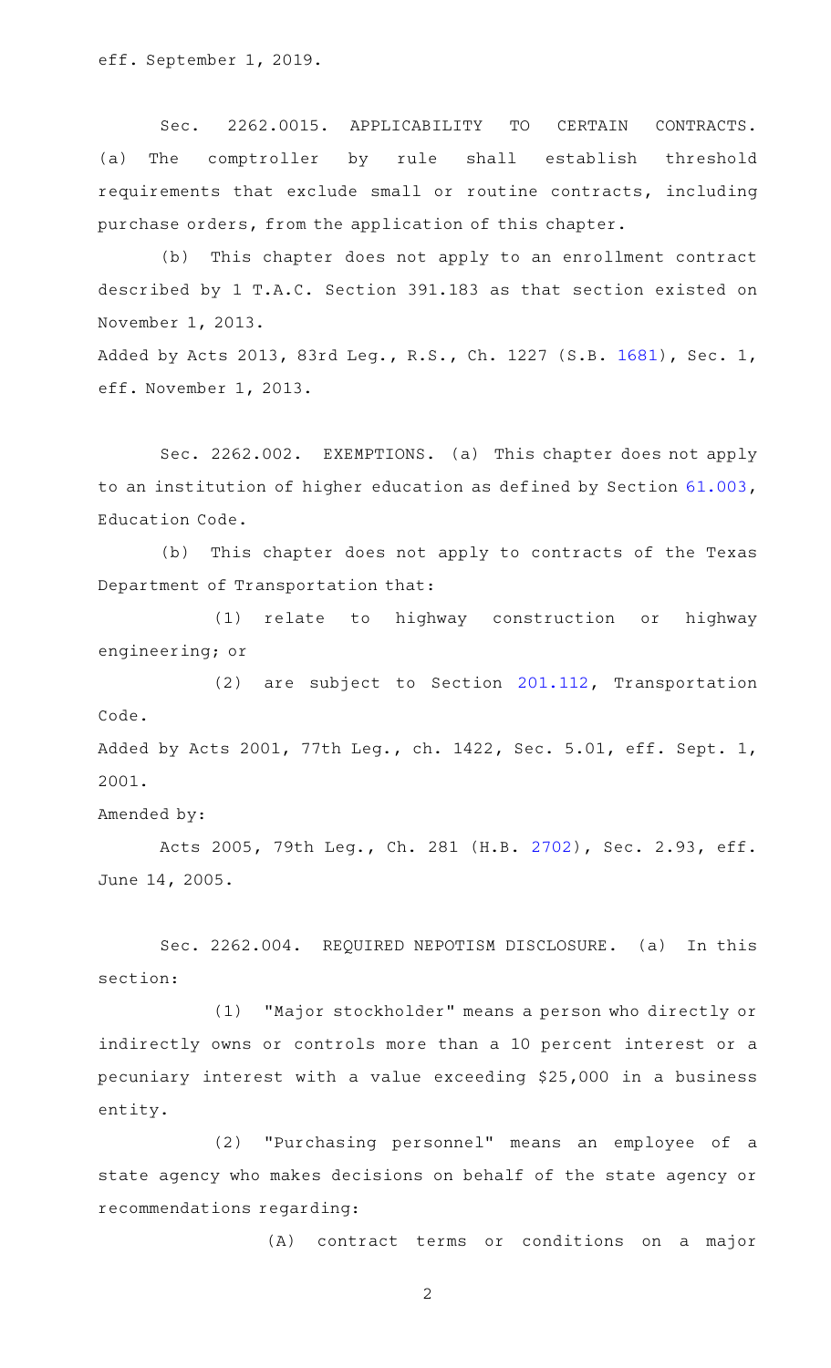eff. September 1, 2019.

Sec. 2262.0015. APPLICABILITY TO CERTAIN CONTRACTS. (a) The comptroller by rule shall establish threshold requirements that exclude small or routine contracts, including purchase orders, from the application of this chapter.

(b) This chapter does not apply to an enrollment contract described by 1 T.A.C. Section 391.183 as that section existed on November 1, 2013.

Added by Acts 2013, 83rd Leg., R.S., Ch. 1227 (S.B. 1681), Sec. 1, eff. November 1, 2013.

Sec. 2262.002. EXEMPTIONS. (a) This chapter does not apply to an institution of higher education as defined by Section 61.003, Education Code.

(b) This chapter does not apply to contracts of the Texas Department of Transportation that:

(1) relate to highway construction or highway engineering; or

(2) are subject to Section 201.112, Transportation Code.

Added by Acts 2001, 77th Leg., ch. 1422, Sec. 5.01, eff. Sept. 1, 2001.

Amended by:

Acts 2005, 79th Leg., Ch. 281 (H.B. 2702), Sec. 2.93, eff. June 14, 2005.

Sec. 2262.004. REQUIRED NEPOTISM DISCLOSURE. (a) In this section:

(1) "Major stockholder" means a person who directly or indirectly owns or controls more than a 10 percent interest or a pecuniary interest with a value exceeding $25,000 in a business entity.

(2) "Purchasing personnel" means an employee of a state agency who makes decisions on behalf of the state agency or recommendations regarding:

(A) contract terms or conditions on a major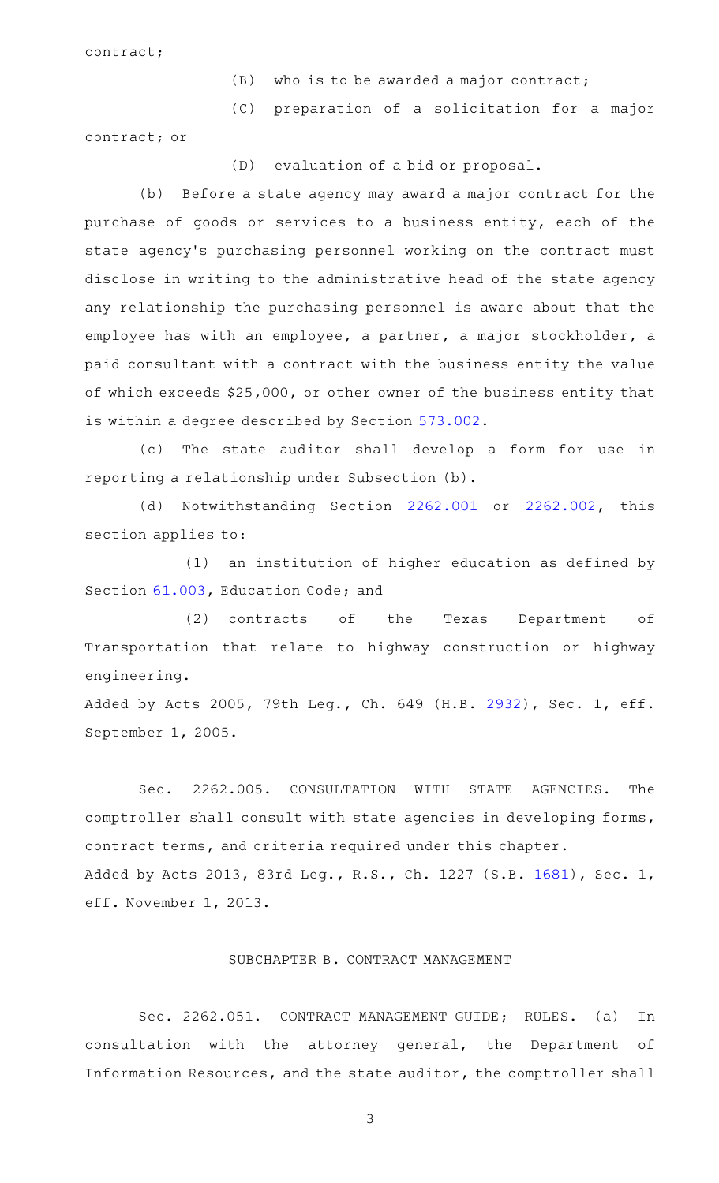contract;

(B) who is to be awarded a major contract;

(C) preparation of a solicitation for a major contract; or

(D) evaluation of a bid or proposal.

(b) Before a state agency may award a major contract for the purchase of goods or services to a business entity, each of the state agency's purchasing personnel working on the contract must disclose in writing to the administrative head of the state agency any relationship the purchasing personnel is aware about that the employee has with an employee, a partner, a major stockholder, a paid consultant with a contract with the business entity the value of which exceeds $25,000, or other owner of the business entity that is within a degree described by Section 573.002.

(c) The state auditor shall develop a form for use in reporting a relationship under Subsection (b).

(d) Notwithstanding Section 2262.001 or 2262.002, this section applies to:

(1) an institution of higher education as defined by Section 61.003, Education Code; and

(2) contracts of the Texas Department of Transportation that relate to highway construction or highway engineering.

Added by Acts 2005, 79th Leg., Ch. 649 (H.B. 2932), Sec. 1, eff. September 1, 2005.

Sec. 2262.005. CONSULTATION WITH STATE AGENCIES. The comptroller shall consult with state agencies in developing forms, contract terms, and criteria required under this chapter.

Added by Acts 2013, 83rd Leg., R.S., Ch. 1227 (S.B. 1681), Sec. 1, eff. November 1, 2013.

## SUBCHAPTER B. CONTRACT MANAGEMENT

Sec. 2262.051. CONTRACT MANAGEMENT GUIDE; RULES. (a) In consultation with the attorney general, the Department of Information Resources, and the state auditor, the comptroller shall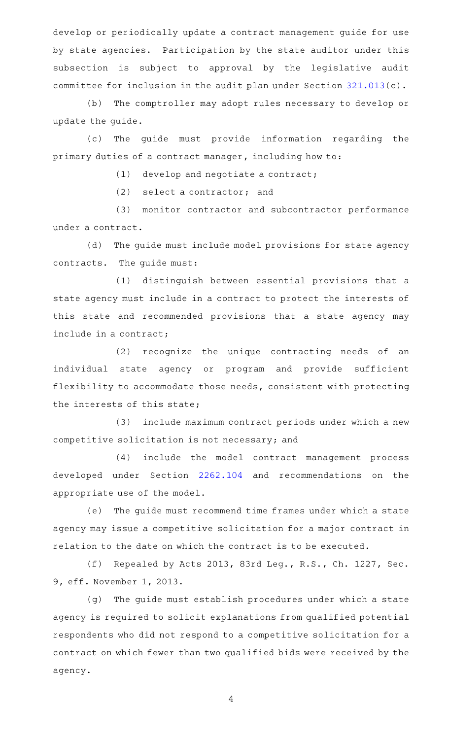develop or periodically update a contract management guide for use by state agencies. Participation by the state auditor under this subsection is subject to approval by the legislative audit committee for inclusion in the audit plan under Section 321.013(c).

(b) The comptroller may adopt rules necessary to develop or update the guide.

(c) The guide must provide information regarding the primary duties of a contract manager, including how to:

(1) develop and negotiate a contract;

(2) select a contractor; and

(3) monitor contractor and subcontractor performance under a contract.

(d) The guide must include model provisions for state agency contracts. The guide must:

(1) distinguish between essential provisions that a state agency must include in a contract to protect the interests of this state and recommended provisions that a state agency may include in a contract;

(2) recognize the unique contracting needs of an individual state agency or program and provide sufficient flexibility to accommodate those needs, consistent with protecting the interests of this state;

(3) include maximum contract periods under which a new competitive solicitation is not necessary; and

(4) include the model contract management process developed under Section 2262.104 and recommendations on the appropriate use of the model.

(e) The guide must recommend time frames under which a state agency may issue a competitive solicitation for a major contract in relation to the date on which the contract is to be executed.

(f) Repealed by Acts 2013, 83rd Leg., R.S., Ch. 1227, Sec. 9, eff. November 1, 2013.

(g) The guide must establish procedures under which a state agency is required to solicit explanations from qualified potential respondents who did not respond to a competitive solicitation for a contract on which fewer than two qualified bids were received by the agency.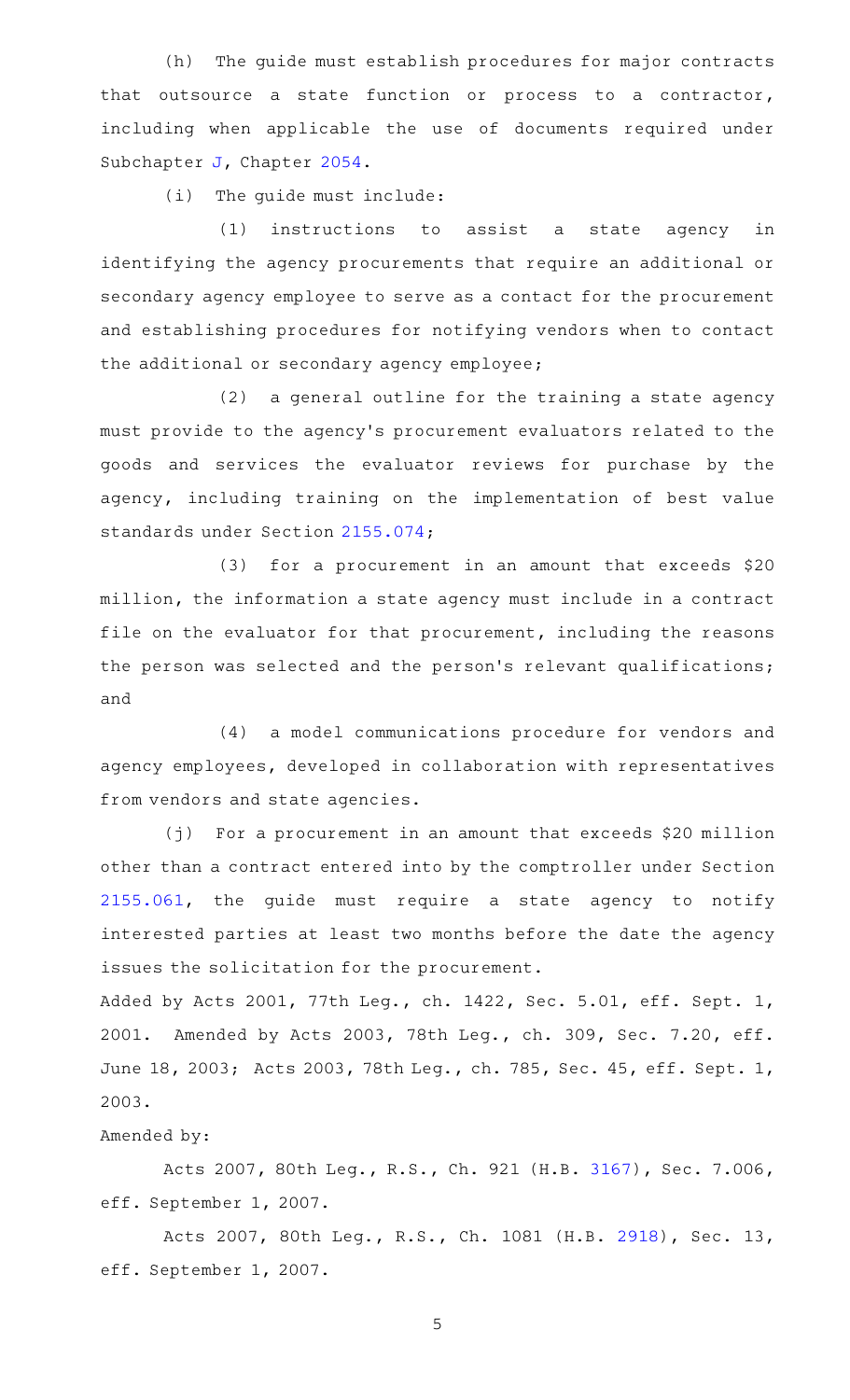(h) The guide must establish procedures for major contracts that outsource a state function or process to a contractor, including when applicable the use of documents required under Subchapter J, Chapter 2054.

(i) The guide must include:

(1) instructions to assist a state agency in identifying the agency procurements that require an additional or secondary agency employee to serve as a contact for the procurement and establishing procedures for notifying vendors when to contact the additional or secondary agency employee;

(2) a general outline for the training a state agency must provide to the agency's procurement evaluators related to the goods and services the evaluator reviews for purchase by the agency, including training on the implementation of best value standards under Section 2155.074;

(3) for a procurement in an amount that exceeds $20 million, the information a state agency must include in a contract file on the evaluator for that procurement, including the reasons the person was selected and the person's relevant qualifications; and

(4) a model communications procedure for vendors and agency employees, developed in collaboration with representatives from vendors and state agencies.

(j) For a procurement in an amount that exceeds $20 million other than a contract entered into by the comptroller under Section 2155.061, the guide must require a state agency to notify interested parties at least two months before the date the agency issues the solicitation for the procurement.

Added by Acts 2001, 77th Leg., ch. 1422, Sec. 5.01, eff. Sept. 1, 2001. Amended by Acts 2003, 78th Leg., ch. 309, Sec. 7.20, eff. June 18, 2003; Acts 2003, 78th Leg., ch. 785, Sec. 45, eff. Sept. 1, 2003.

Amended by:

Acts 2007, 80th Leg., R.S., Ch. 921 (H.B. 3167), Sec. 7.006, eff. September 1, 2007.

Acts 2007, 80th Leg., R.S., Ch. 1081 (H.B. 2918), Sec. 13, eff. September 1, 2007.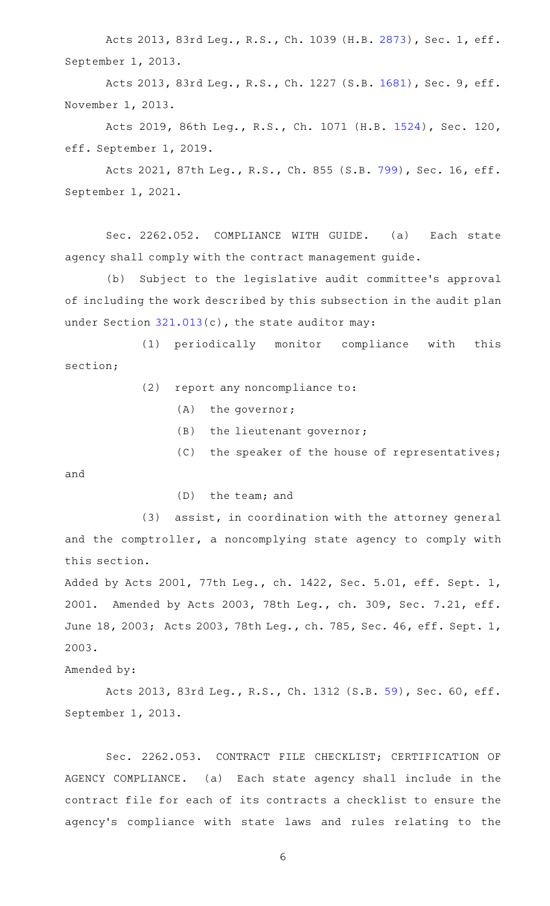Acts 2013, 83rd Leg., R.S., Ch. 1039 (H.B. 2873), Sec. 1, eff. September 1, 2013.

Acts 2013, 83rd Leg., R.S., Ch. 1227 (S.B. 1681), Sec. 9, eff. November 1, 2013.

Acts 2019, 86th Leg., R.S., Ch. 1071 (H.B. 1524), Sec. 120, eff. September 1, 2019.

Acts 2021, 87th Leg., R.S., Ch. 855 (S.B. 799), Sec. 16, eff. September 1, 2021.

Sec. 2262.052. COMPLIANCE WITH GUIDE. (a) Each state agency shall comply with the contract management guide.

(b) Subject to the legislative audit committee's approval of including the work described by this subsection in the audit plan under Section 321.013(c), the state auditor may:

(1) periodically monitor compliance with this section;

(2) report any noncompliance to:

(A) the governor;

(B) the lieutenant governor;

(C) the speaker of the house of representatives; and

(D) the team; and

(3) assist, in coordination with the attorney general and the comptroller, a noncomplying state agency to comply with this section.

Added by Acts 2001, 77th Leg., ch. 1422, Sec. 5.01, eff. Sept. 1, 2001. Amended by Acts 2003, 78th Leg., ch. 309, Sec. 7.21, eff. June 18, 2003; Acts 2003, 78th Leg., ch. 785, Sec. 46, eff. Sept. 1, 2003.

Amended by:

Acts 2013, 83rd Leg., R.S., Ch. 1312 (S.B. 59), Sec. 60, eff. September 1, 2013.

Sec. 2262.053. CONTRACT FILE CHECKLIST; CERTIFICATION OF AGENCY COMPLIANCE. (a) Each state agency shall include in the contract file for each of its contracts a checklist to ensure the agency's compliance with state laws and rules relating to the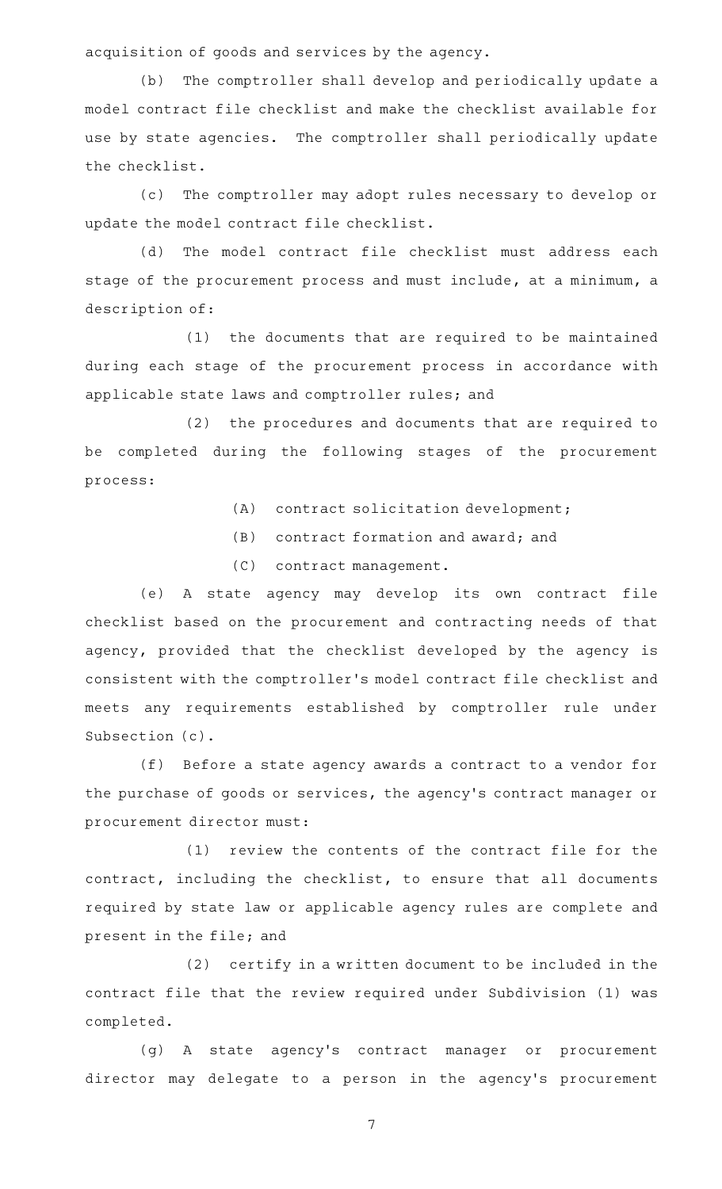acquisition of goods and services by the agency.

(b) The comptroller shall develop and periodically update a model contract file checklist and make the checklist available for use by state agencies. The comptroller shall periodically update the checklist.

(c) The comptroller may adopt rules necessary to develop or update the model contract file checklist.

(d) The model contract file checklist must address each stage of the procurement process and must include, at a minimum, a description of:

(1) the documents that are required to be maintained during each stage of the procurement process in accordance with applicable state laws and comptroller rules; and

(2) the procedures and documents that are required to be completed during the following stages of the procurement process:

(A) contract solicitation development;

(B) contract formation and award; and

(C) contract management.

(e) A state agency may develop its own contract file checklist based on the procurement and contracting needs of that agency, provided that the checklist developed by the agency is consistent with the comptroller's model contract file checklist and meets any requirements established by comptroller rule under Subsection (c).

(f) Before a state agency awards a contract to a vendor for the purchase of goods or services, the agency's contract manager or procurement director must:

(1) review the contents of the contract file for the contract, including the checklist, to ensure that all documents required by state law or applicable agency rules are complete and present in the file; and

(2) certify in a written document to be included in the contract file that the review required under Subdivision (1) was completed.

(g) A state agency's contract manager or procurement director may delegate to a person in the agency's procurement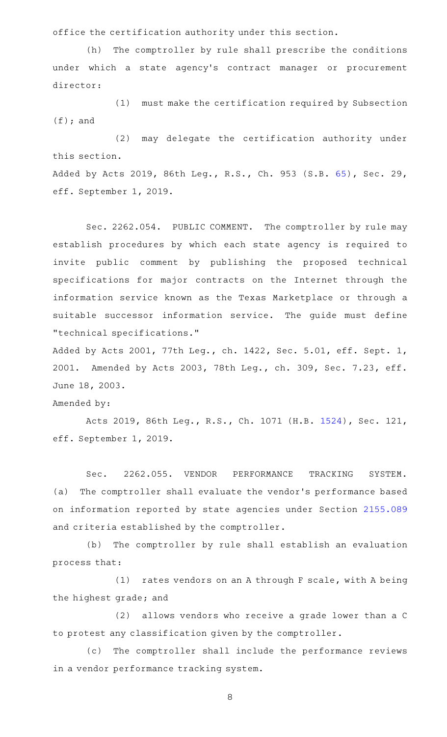office the certification authority under this section.

(h) The comptroller by rule shall prescribe the conditions under which a state agency's contract manager or procurement director:

(1) must make the certification required by Subsection (f); and

(2) may delegate the certification authority under this section.

Added by Acts 2019, 86th Leg., R.S., Ch. 953 (S.B. 65), Sec. 29, eff. September 1, 2019.

Sec. 2262.054. PUBLIC COMMENT. The comptroller by rule may establish procedures by which each state agency is required to invite public comment by publishing the proposed technical specifications for major contracts on the Internet through the information service known as the Texas Marketplace or through a suitable successor information service. The guide must define "technical specifications."

Added by Acts 2001, 77th Leg., ch. 1422, Sec. 5.01, eff. Sept. 1, 2001. Amended by Acts 2003, 78th Leg., ch. 309, Sec. 7.23, eff. June 18, 2003.

Amended by:

Acts 2019, 86th Leg., R.S., Ch. 1071 (H.B. 1524), Sec. 121, eff. September 1, 2019.

Sec. 2262.055. VENDOR PERFORMANCE TRACKING SYSTEM. (a) The comptroller shall evaluate the vendor's performance based on information reported by state agencies under Section 2155.089 and criteria established by the comptroller.

(b) The comptroller by rule shall establish an evaluation process that:

(1) rates vendors on an A through F scale, with A being the highest grade; and

(2) allows vendors who receive a grade lower than a C to protest any classification given by the comptroller.

(c) The comptroller shall include the performance reviews in a vendor performance tracking system.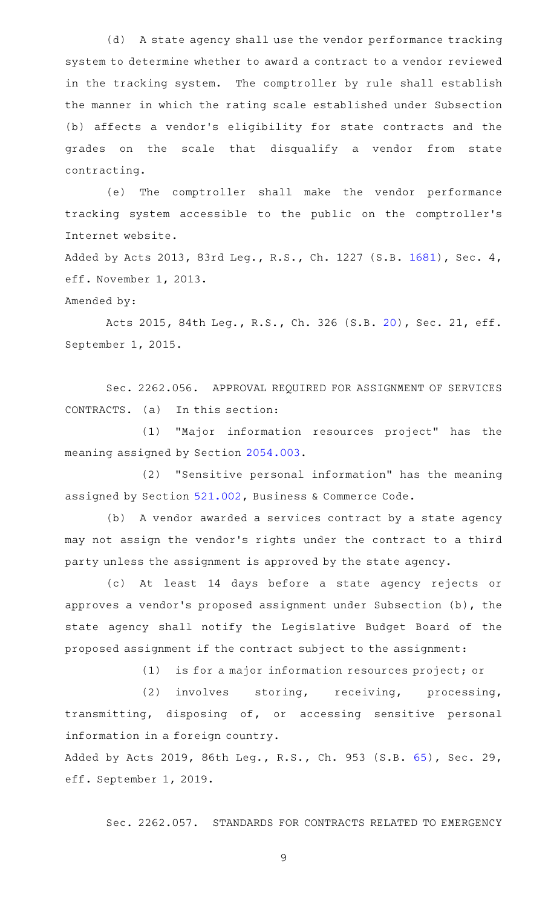(d) A state agency shall use the vendor performance tracking system to determine whether to award a contract to a vendor reviewed in the tracking system. The comptroller by rule shall establish the manner in which the rating scale established under Subsection (b) affects a vendor's eligibility for state contracts and the grades on the scale that disqualify a vendor from state contracting.

(e) The comptroller shall make the vendor performance tracking system accessible to the public on the comptroller's Internet website.

Added by Acts 2013, 83rd Leg., R.S., Ch. 1227 (S.B. 1681), Sec. 4, eff. November 1, 2013.

Amended by:

Acts 2015, 84th Leg., R.S., Ch. 326 (S.B. 20), Sec. 21, eff. September 1, 2015.

Sec. 2262.056. APPROVAL REQUIRED FOR ASSIGNMENT OF SERVICES CONTRACTS. (a) In this section:

(1) "Major information resources project" has the meaning assigned by Section 2054.003.

(2) "Sensitive personal information" has the meaning assigned by Section 521.002, Business & Commerce Code.

(b) A vendor awarded a services contract by a state agency may not assign the vendor's rights under the contract to a third party unless the assignment is approved by the state agency.

(c) At least 14 days before a state agency rejects or approves a vendor's proposed assignment under Subsection (b), the state agency shall notify the Legislative Budget Board of the proposed assignment if the contract subject to the assignment:

(1) is for a major information resources project; or

(2) involves storing, receiving, processing, transmitting, disposing of, or accessing sensitive personal information in a foreign country.

Added by Acts 2019, 86th Leg., R.S., Ch. 953 (S.B. 65), Sec. 29, eff. September 1, 2019.

Sec. 2262.057. STANDARDS FOR CONTRACTS RELATED TO EMERGENCY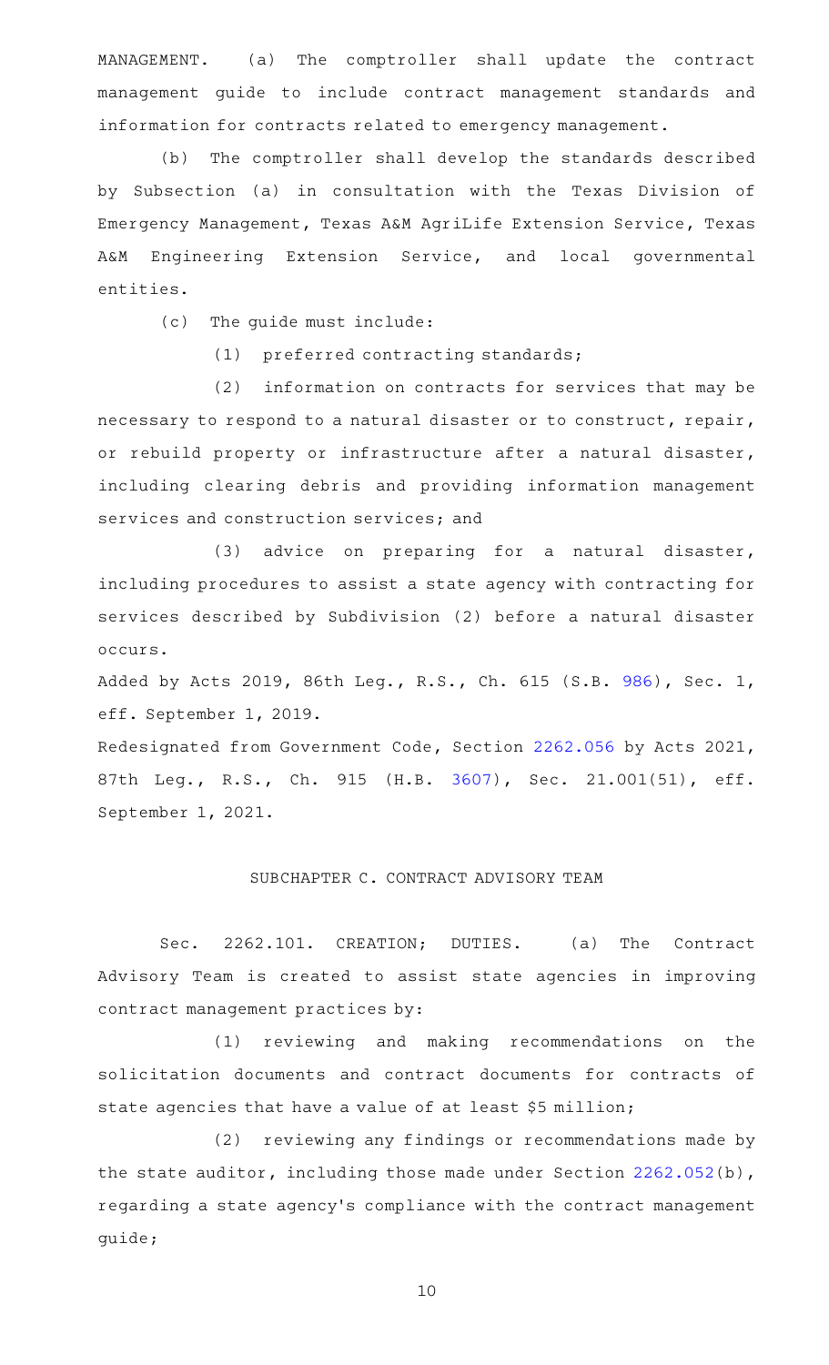MANAGEMENT. (a) The comptroller shall update the contract management guide to include contract management standards and information for contracts related to emergency management.

(b) The comptroller shall develop the standards described by Subsection (a) in consultation with the Texas Division of Emergency Management, Texas A&M AgriLife Extension Service, Texas A&M Engineering Extension Service, and local governmental entities.

(c) The guide must include:

(1) preferred contracting standards;

(2) information on contracts for services that may be necessary to respond to a natural disaster or to construct, repair, or rebuild property or infrastructure after a natural disaster, including clearing debris and providing information management services and construction services; and

(3) advice on preparing for a natural disaster, including procedures to assist a state agency with contracting for services described by Subdivision (2) before a natural disaster occurs.

Added by Acts 2019, 86th Leg., R.S., Ch. 615 (S.B. 986), Sec. 1, eff. September 1, 2019.

Redesignated from Government Code, Section 2262.056 by Acts 2021, 87th Leg., R.S., Ch. 915 (H.B. 3607), Sec. 21.001(51), eff. September 1, 2021.

## SUBCHAPTER C. CONTRACT ADVISORY TEAM

Sec. 2262.101. CREATION; DUTIES. (a) The Contract Advisory Team is created to assist state agencies in improving contract management practices by:

(1) reviewing and making recommendations on the solicitation documents and contract documents for contracts of state agencies that have a value of at least $5 million;

(2) reviewing any findings or recommendations made by the state auditor, including those made under Section 2262.052(b), regarding a state agency's compliance with the contract management guide;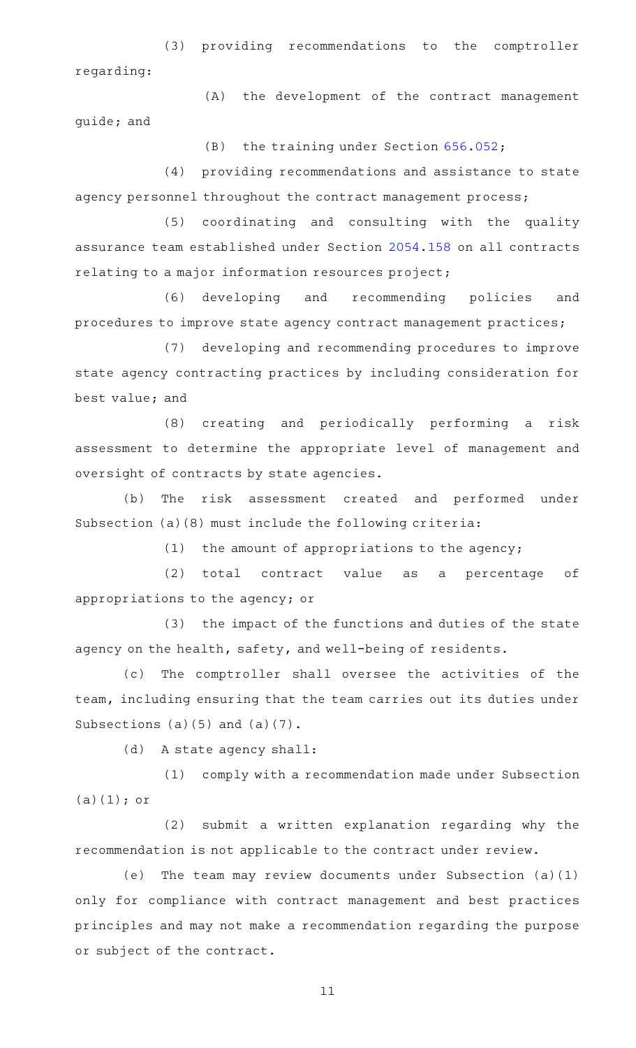(3) providing recommendations to the comptroller regarding:

(A) the development of the contract management guide; and

(B) the training under Section 656.052;

(4) providing recommendations and assistance to state agency personnel throughout the contract management process;

(5) coordinating and consulting with the quality assurance team established under Section 2054.158 on all contracts relating to a major information resources project;

(6) developing and recommending policies and procedures to improve state agency contract management practices;

(7) developing and recommending procedures to improve state agency contracting practices by including consideration for best value; and

(8) creating and periodically performing a risk assessment to determine the appropriate level of management and oversight of contracts by state agencies.

(b) The risk assessment created and performed under Subsection (a)(8) must include the following criteria:

(1) the amount of appropriations to the agency;

(2) total contract value as a percentage of appropriations to the agency; or

(3) the impact of the functions and duties of the state agency on the health, safety, and well-being of residents.

(c) The comptroller shall oversee the activities of the team, including ensuring that the team carries out its duties under Subsections (a)(5) and (a)(7).

(d) A state agency shall:

(1) comply with a recommendation made under Subsection (a)(1); or

(2) submit a written explanation regarding why the recommendation is not applicable to the contract under review.

(e) The team may review documents under Subsection (a)(1) only for compliance with contract management and best practices principles and may not make a recommendation regarding the purpose or subject of the contract.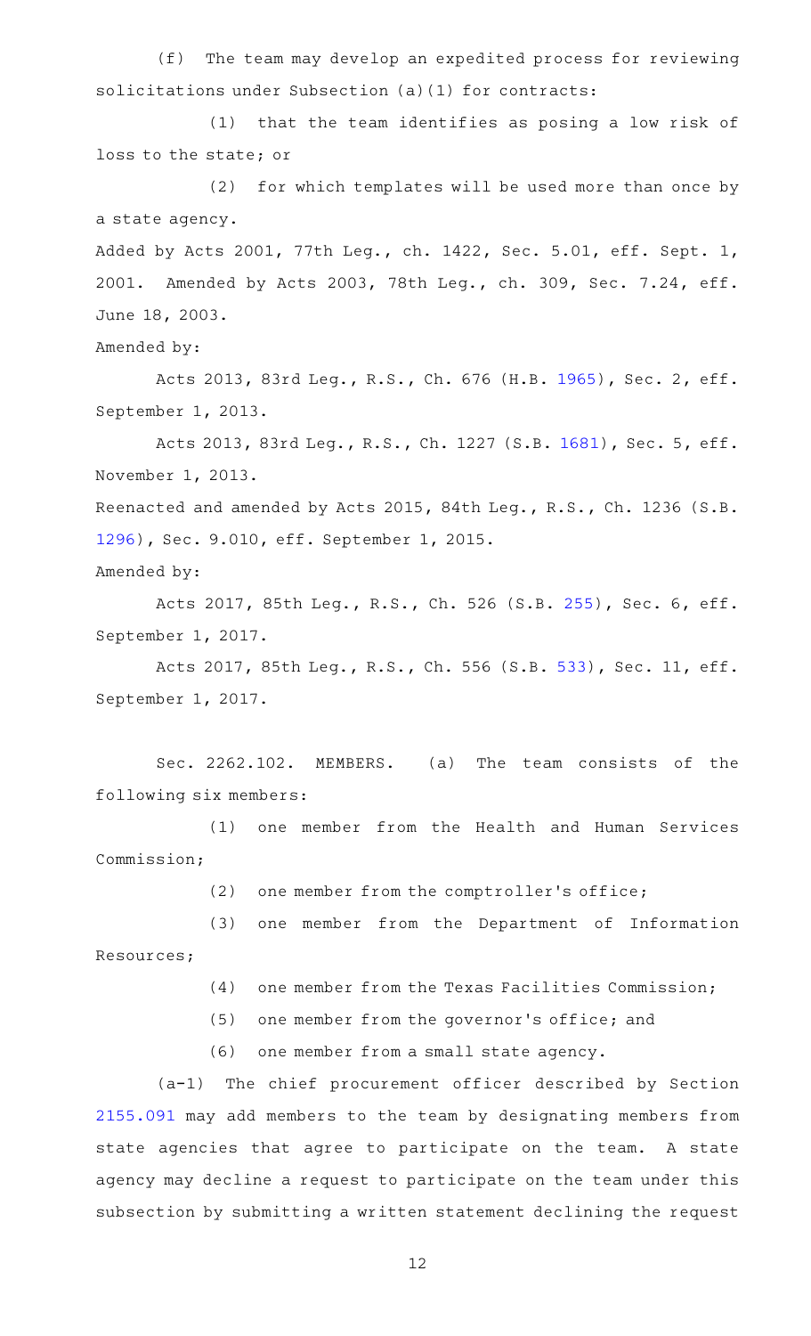(f) The team may develop an expedited process for reviewing solicitations under Subsection (a)(1) for contracts:

(1) that the team identifies as posing a low risk of loss to the state; or

(2) for which templates will be used more than once by a state agency.

Added by Acts 2001, 77th Leg., ch. 1422, Sec. 5.01, eff. Sept. 1, 2001. Amended by Acts 2003, 78th Leg., ch. 309, Sec. 7.24, eff. June 18, 2003.

Amended by:

Acts 2013, 83rd Leg., R.S., Ch. 676 (H.B. 1965), Sec. 2, eff. September 1, 2013.

Acts 2013, 83rd Leg., R.S., Ch. 1227 (S.B. 1681), Sec. 5, eff. November 1, 2013.

Reenacted and amended by Acts 2015, 84th Leg., R.S., Ch. 1236 (S.B. 1296), Sec. 9.010, eff. September 1, 2015.

Amended by:

Acts 2017, 85th Leg., R.S., Ch. 526 (S.B. 255), Sec. 6, eff. September 1, 2017.

Acts 2017, 85th Leg., R.S., Ch. 556 (S.B. 533), Sec. 11, eff. September 1, 2017.

Sec. 2262.102. MEMBERS. (a) The team consists of the following six members:

(1) one member from the Health and Human Services Commission;

(2) one member from the comptroller's office;

(3) one member from the Department of Information Resources;

(4) one member from the Texas Facilities Commission;

(5) one member from the governor's office; and

(6) one member from a small state agency.

(a-1) The chief procurement officer described by Section 2155.091 may add members to the team by designating members from state agencies that agree to participate on the team. A state agency may decline a request to participate on the team under this subsection by submitting a written statement declining the request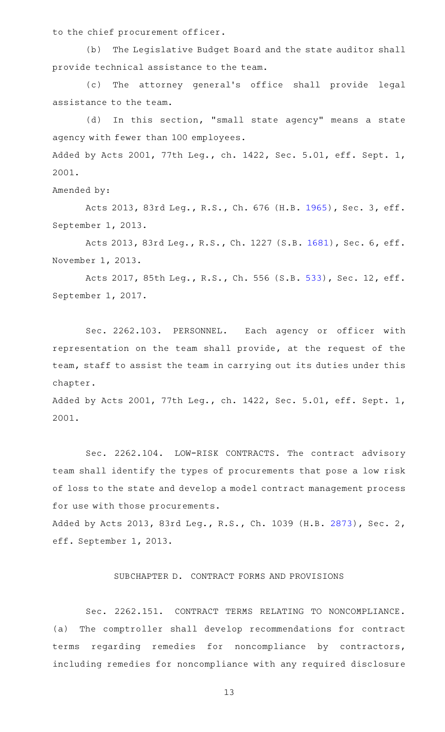to the chief procurement officer.

(b) The Legislative Budget Board and the state auditor shall provide technical assistance to the team.

(c) The attorney general's office shall provide legal assistance to the team.

(d) In this section, "small state agency" means a state agency with fewer than 100 employees.

Added by Acts 2001, 77th Leg., ch. 1422, Sec. 5.01, eff. Sept. 1, 2001.

Amended by:

Acts 2013, 83rd Leg., R.S., Ch. 676 (H.B. 1965), Sec. 3, eff. September 1, 2013.

Acts 2013, 83rd Leg., R.S., Ch. 1227 (S.B. 1681), Sec. 6, eff. November 1, 2013.

Acts 2017, 85th Leg., R.S., Ch. 556 (S.B. 533), Sec. 12, eff. September 1, 2017.

Sec. 2262.103. PERSONNEL. Each agency or officer with representation on the team shall provide, at the request of the team, staff to assist the team in carrying out its duties under this chapter.

Added by Acts 2001, 77th Leg., ch. 1422, Sec. 5.01, eff. Sept. 1, 2001.

Sec. 2262.104. LOW-RISK CONTRACTS. The contract advisory team shall identify the types of procurements that pose a low risk of loss to the state and develop a model contract management process for use with those procurements.

Added by Acts 2013, 83rd Leg., R.S., Ch. 1039 (H.B. 2873), Sec. 2, eff. September 1, 2013.

SUBCHAPTER D. CONTRACT FORMS AND PROVISIONS

Sec. 2262.151. CONTRACT TERMS RELATING TO NONCOMPLIANCE. (a) The comptroller shall develop recommendations for contract terms regarding remedies for noncompliance by contractors, including remedies for noncompliance with any required disclosure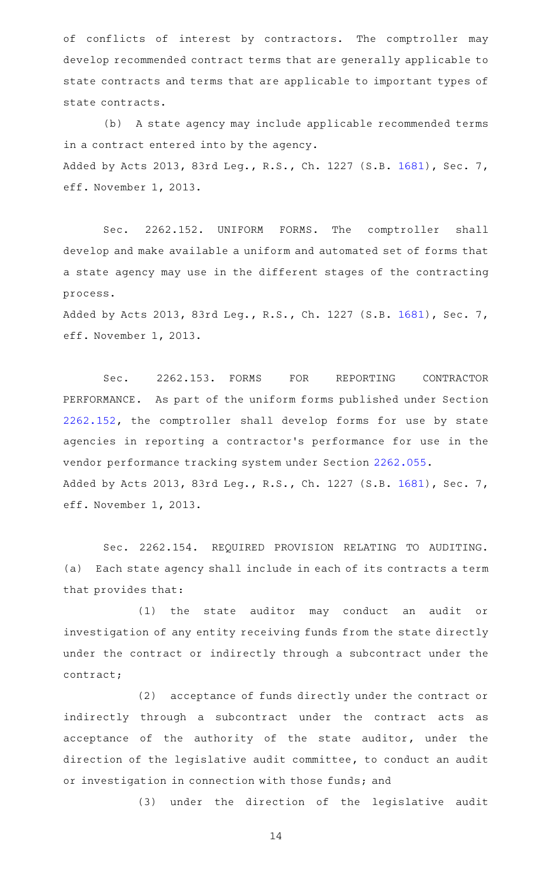of conflicts of interest by contractors. The comptroller may develop recommended contract terms that are generally applicable to state contracts and terms that are applicable to important types of state contracts.

(b) A state agency may include applicable recommended terms in a contract entered into by the agency.

Added by Acts 2013, 83rd Leg., R.S., Ch. 1227 (S.B. 1681), Sec. 7, eff. November 1, 2013.

Sec. 2262.152. UNIFORM FORMS. The comptroller shall develop and make available a uniform and automated set of forms that a state agency may use in the different stages of the contracting process.

Added by Acts 2013, 83rd Leg., R.S., Ch. 1227 (S.B. 1681), Sec. 7, eff. November 1, 2013.

Sec. 2262.153. FORMS FOR REPORTING CONTRACTOR PERFORMANCE. As part of the uniform forms published under Section 2262.152, the comptroller shall develop forms for use by state agencies in reporting a contractor's performance for use in the vendor performance tracking system under Section 2262.055.

Added by Acts 2013, 83rd Leg., R.S., Ch. 1227 (S.B. 1681), Sec. 7, eff. November 1, 2013.

Sec. 2262.154. REQUIRED PROVISION RELATING TO AUDITING. (a) Each state agency shall include in each of its contracts a term that provides that:

(1) the state auditor may conduct an audit or investigation of any entity receiving funds from the state directly under the contract or indirectly through a subcontract under the contract;

(2) acceptance of funds directly under the contract or indirectly through a subcontract under the contract acts as acceptance of the authority of the state auditor, under the direction of the legislative audit committee, to conduct an audit or investigation in connection with those funds; and

(3) under the direction of the legislative audit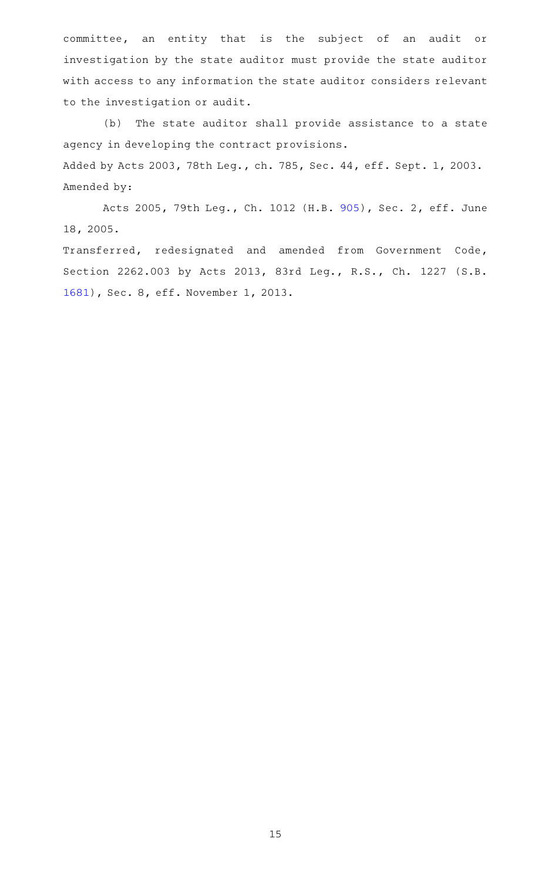committee, an entity that is the subject of an audit or investigation by the state auditor must provide the state auditor with access to any information the state auditor considers relevant to the investigation or audit.

(b) The state auditor shall provide assistance to a state agency in developing the contract provisions.

Added by Acts 2003, 78th Leg., ch. 785, Sec. 44, eff. Sept. 1, 2003.
Amended by:

Acts 2005, 79th Leg., Ch. 1012 (H.B. 905), Sec. 2, eff. June 18, 2005.

Transferred, redesignated and amended from Government Code, Section 2262.003 by Acts 2013, 83rd Leg., R.S., Ch. 1227 (S.B. 1681), Sec. 8, eff. November 1, 2013.